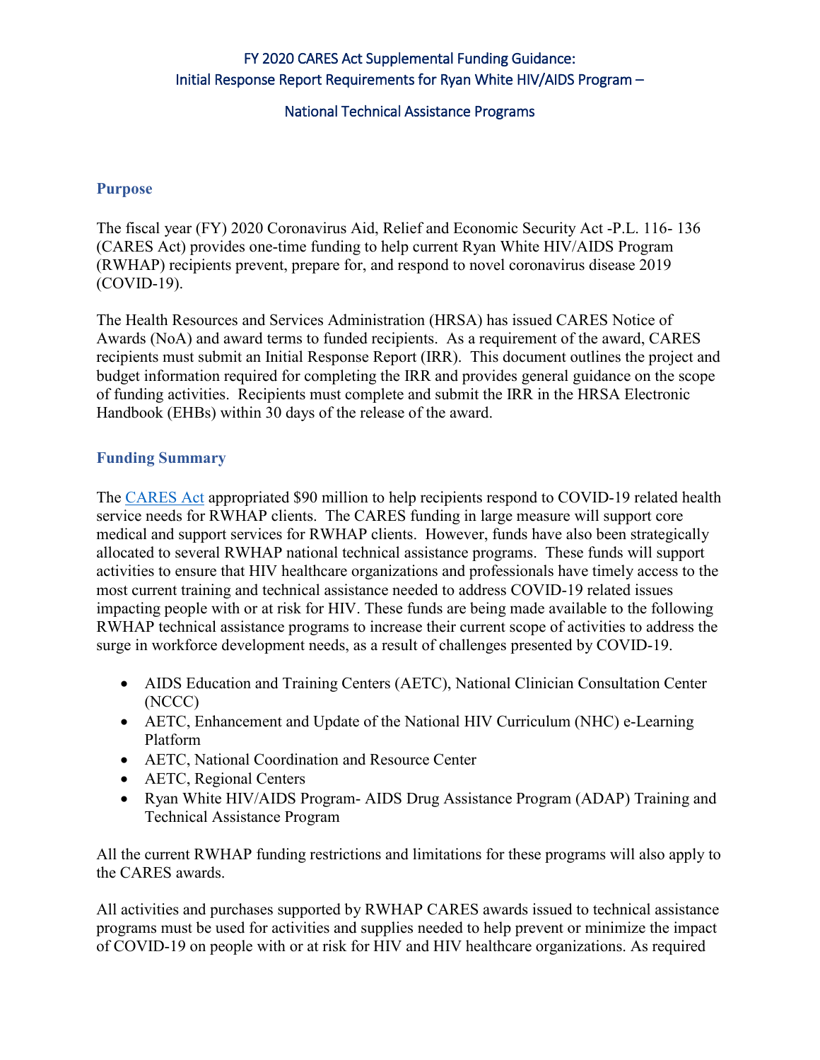# FY 2020 CARES Act Supplemental Funding Guidance: Initial Response Report Requirements for Ryan White HIV/AIDS Program – National Technical Assistance Programs

## Purpose

The fiscal year (FY) 2020 Coronavirus Aid, Relief and Economic Security Act -P.L. 116- 136 (CARES Act) provides one-time funding to help current Ryan White HIV/AIDS Program (RWHAP) recipients prevent, prepare for, and respond to novel coronavirus disease 2019 (COVID-19).

The Health Resources and Services Administration (HRSA) has issued CARES Notice of Awards (NoA) and award terms to funded recipients. As a requirement of the award, CARES recipients must submit an Initial Response Report (IRR). This document outlines the project and budget information required for completing the IRR and provides general guidance on the scope of funding activities. Recipients must complete and submit the IRR in the HRSA Electronic Handbook (EHBs) within 30 days of the release of the award.

## Funding Summary

The CARES Act appropriated $90 million to help recipients respond to COVID-19 related health service needs for RWHAP clients. The CARES funding in large measure will support core medical and support services for RWHAP clients. However, funds have also been strategically allocated to several RWHAP national technical assistance programs. These funds will support activities to ensure that HIV healthcare organizations and professionals have timely access to the most current training and technical assistance needed to address COVID-19 related issues impacting people with or at risk for HIV. These funds are being made available to the following RWHAP technical assistance programs to increase their current scope of activities to address the surge in workforce development needs, as a result of challenges presented by COVID-19.

- AIDS Education and Training Centers (AETC), National Clinician Consultation Center (NCCC)
- AETC, Enhancement and Update of the National HIV Curriculum (NHC) e-Learning Platform
- AETC, National Coordination and Resource Center
- AETC, Regional Centers
- Ryan White HIV/AIDS Program- AIDS Drug Assistance Program (ADAP) Training and Technical Assistance Program

All the current RWHAP funding restrictions and limitations for these programs will also apply to the CARES awards.

All activities and purchases supported by RWHAP CARES awards issued to technical assistance programs must be used for activities and supplies needed to help prevent or minimize the impact of COVID-19 on people with or at risk for HIV and HIV healthcare organizations. As required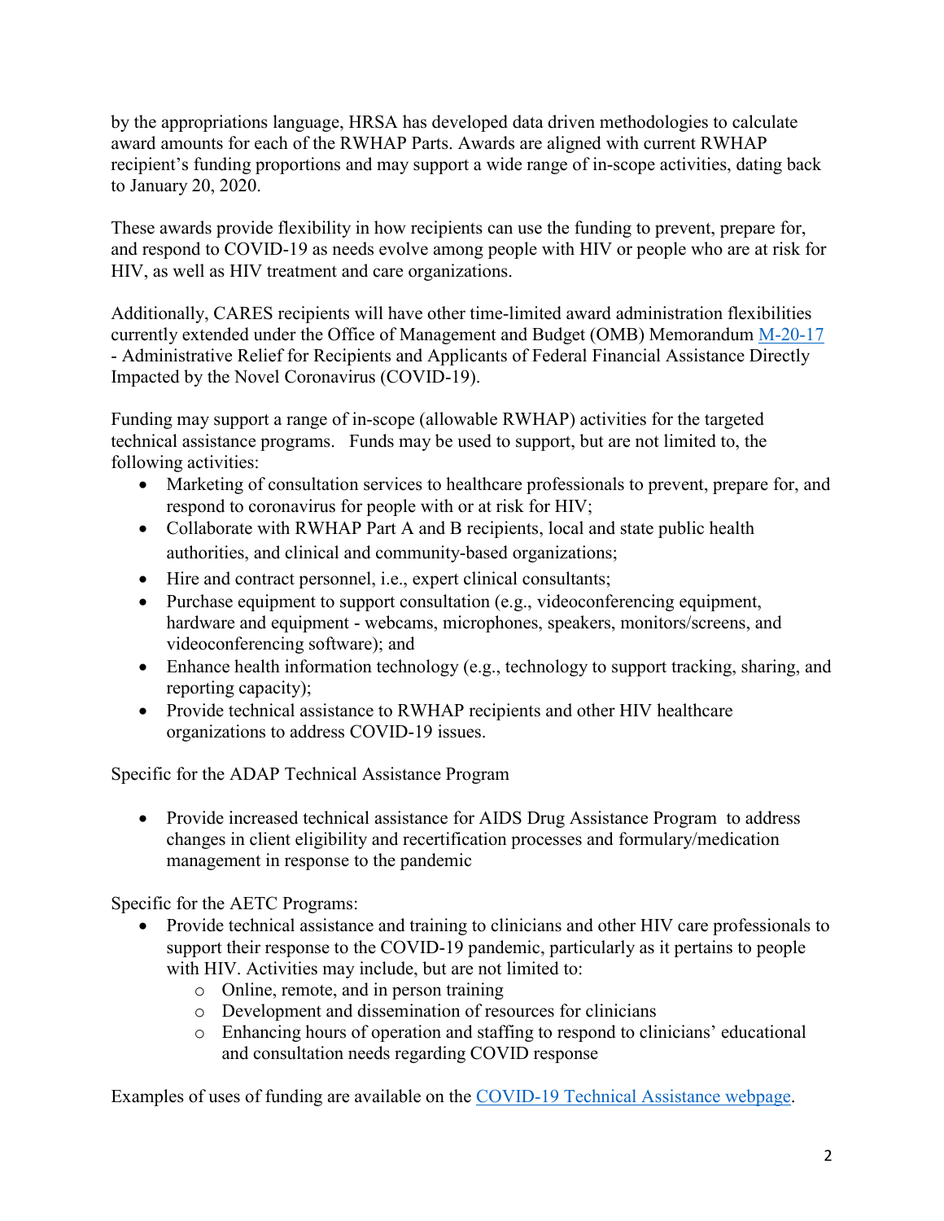by the appropriations language, HRSA has developed data driven methodologies to calculate award amounts for each of the RWHAP Parts. Awards are aligned with current RWHAP recipient's funding proportions and may support a wide range of in-scope activities, dating back to January 20, 2020.

These awards provide flexibility in how recipients can use the funding to prevent, prepare for, and respond to COVID-19 as needs evolve among people with HIV or people who are at risk for HIV, as well as HIV treatment and care organizations.

Additionally, CARES recipients will have other time-limited award administration flexibilities currently extended under the Office of Management and Budget (OMB) Memorandum [M-20-17](M-20-17) - Administrative Relief for Recipients and Applicants of Federal Financial Assistance Directly Impacted by the Novel Coronavirus (COVID-19).

Funding may support a range of in-scope (allowable RWHAP) activities for the targeted technical assistance programs. Funds may be used to support, but are not limited to, the following activities:

- Marketing of consultation services to healthcare professionals to prevent, prepare for, and respond to coronavirus for people with or at risk for HIV;
- Collaborate with RWHAP Part A and B recipients, local and state public health authorities, and clinical and community-based organizations;
- Hire and contract personnel, i.e., expert clinical consultants;
- Purchase equipment to support consultation (e.g., videoconferencing equipment, hardware and equipment - webcams, microphones, speakers, monitors/screens, and videoconferencing software); and
- Enhance health information technology (e.g., technology to support tracking, sharing, and reporting capacity);
- Provide technical assistance to RWHAP recipients and other HIV healthcare organizations to address COVID-19 issues.

Specific for the ADAP Technical Assistance Program

- Provide increased technical assistance for AIDS Drug Assistance Program to address changes in client eligibility and recertification processes and formulary/medication management in response to the pandemic

Specific for the AETC Programs:

- Provide technical assistance and training to clinicians and other HIV care professionals to support their response to the COVID-19 pandemic, particularly as it pertains to people with HIV. Activities may include, but are not limited to:
    - Online, remote, and in person training
    - Development and dissemination of resources for clinicians
    - Enhancing hours of operation and staffing to respond to clinicians' educational and consultation needs regarding COVID response

Examples of uses of funding are available on the COVID-19 Technical Assistance webpage.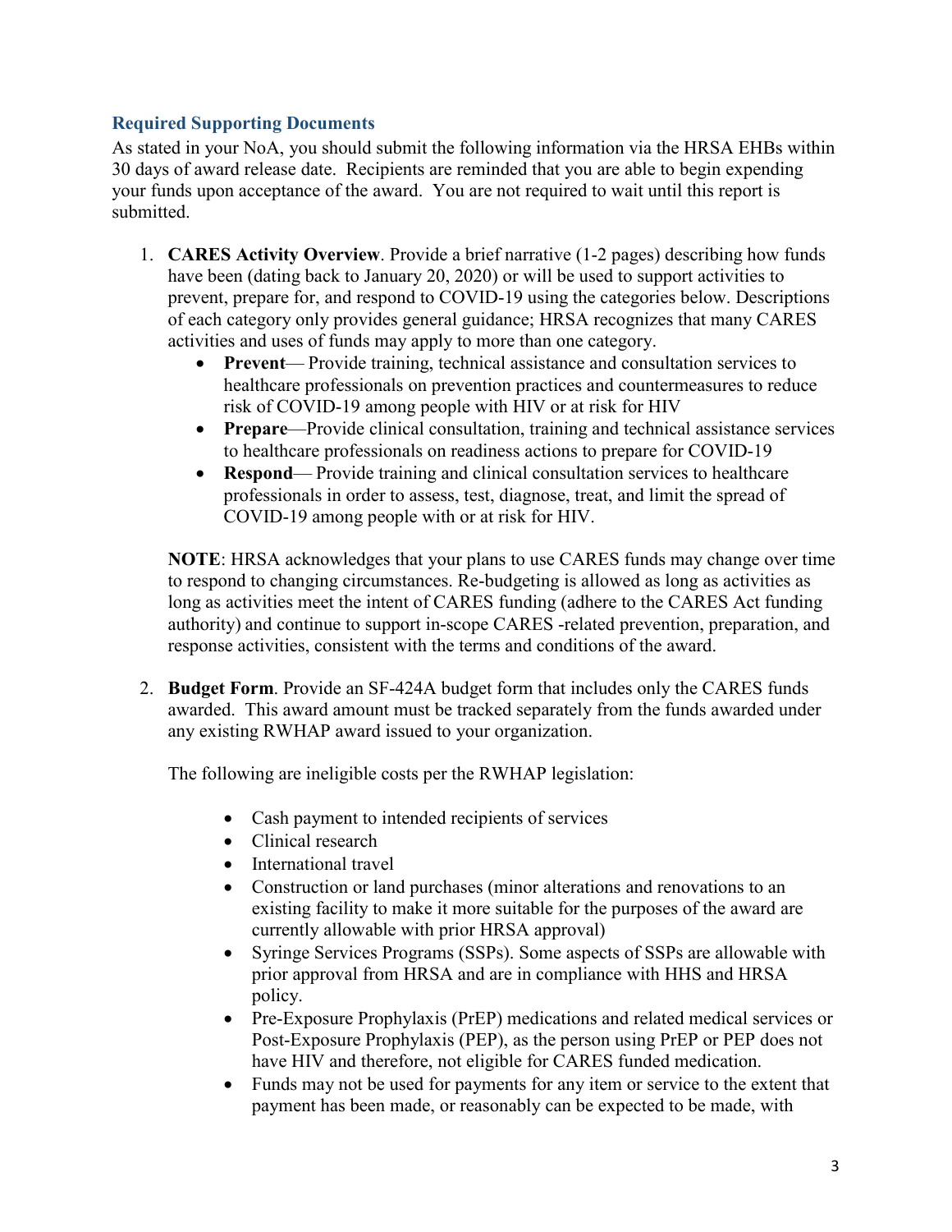### Required Supporting Documents

As stated in your NoA, you should submit the following information via the HRSA EHBs within 30 days of award release date. Recipients are reminded that you are able to begin expending your funds upon acceptance of the award. You are not required to wait until this report is submitted.

1. **CARES Activity Overview**. Provide a brief narrative (1-2 pages) describing how funds have been (dating back to January 20, 2020) or will be used to support activities to prevent, prepare for, and respond to COVID-19 using the categories below. Descriptions of each category only provides general guidance; HRSA recognizes that many CARES activities and uses of funds may apply to more than one category.
   - **Prevent**— Provide training, technical assistance and consultation services to healthcare professionals on prevention practices and countermeasures to reduce risk of COVID-19 among people with HIV or at risk for HIV
   - **Prepare**—Provide clinical consultation, training and technical assistance services to healthcare professionals on readiness actions to prepare for COVID-19
   - **Respond**— Provide training and clinical consultation services to healthcare professionals in order to assess, test, diagnose, treat, and limit the spread of COVID-19 among people with or at risk for HIV.

   **NOTE**: HRSA acknowledges that your plans to use CARES funds may change over time to respond to changing circumstances. Re-budgeting is allowed as long as activities as long as activities meet the intent of CARES funding (adhere to the CARES Act funding authority) and continue to support in-scope CARES -related prevention, preparation, and response activities, consistent with the terms and conditions of the award.

2. **Budget Form**. Provide an SF-424A budget form that includes only the CARES funds awarded. This award amount must be tracked separately from the funds awarded under any existing RWHAP award issued to your organization.

   The following are ineligible costs per the RWHAP legislation:

   - Cash payment to intended recipients of services
   - Clinical research
   - International travel
   - Construction or land purchases (minor alterations and renovations to an existing facility to make it more suitable for the purposes of the award are currently allowable with prior HRSA approval)
   - Syringe Services Programs (SSPs). Some aspects of SSPs are allowable with prior approval from HRSA and are in compliance with HHS and HRSA policy.
   - Pre-Exposure Prophylaxis (PrEP) medications and related medical services or Post-Exposure Prophylaxis (PEP), as the person using PrEP or PEP does not have HIV and therefore, not eligible for CARES funded medication.
   - Funds may not be used for payments for any item or service to the extent that payment has been made, or reasonably can be expected to be made, with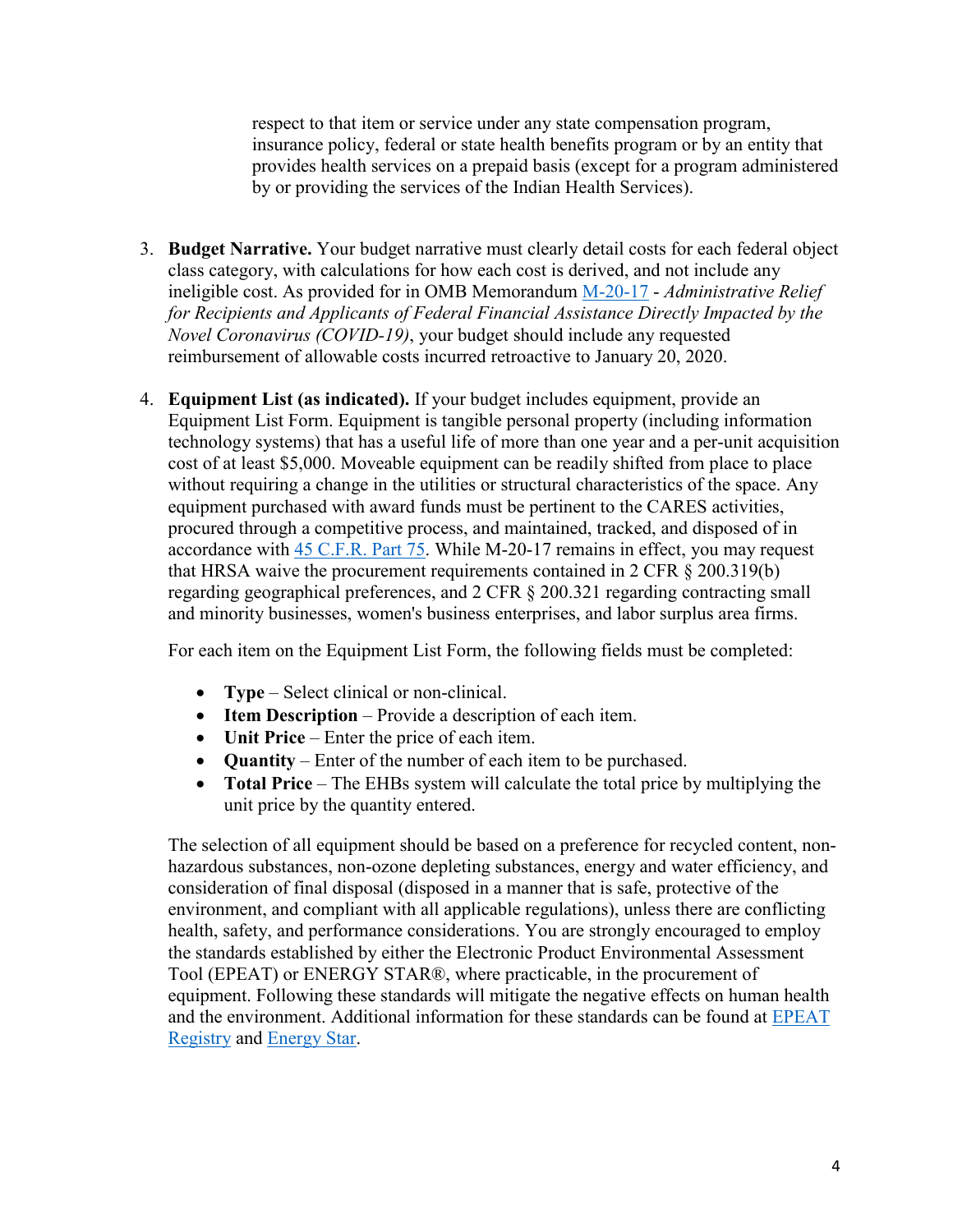respect to that item or service under any state compensation program, insurance policy, federal or state health benefits program or by an entity that provides health services on a prepaid basis (except for a program administered by or providing the services of the Indian Health Services).

3. **Budget Narrative.** Your budget narrative must clearly detail costs for each federal object class category, with calculations for how each cost is derived, and not include any ineligible cost. As provided for in OMB Memorandum [M-20-17](M-20-17) - *Administrative Relief for Recipients and Applicants of Federal Financial Assistance Directly Impacted by the Novel Coronavirus (COVID-19)*, your budget should include any requested reimbursement of allowable costs incurred retroactive to January 20, 2020.

4. **Equipment List (as indicated).** If your budget includes equipment, provide an Equipment List Form. Equipment is tangible personal property (including information technology systems) that has a useful life of more than one year and a per-unit acquisition cost of at least $5,000. Moveable equipment can be readily shifted from place to place without requiring a change in the utilities or structural characteristics of the space. Any equipment purchased with award funds must be pertinent to the CARES activities, procured through a competitive process, and maintained, tracked, and disposed of in accordance with 45 C.F.R. Part 75. While M-20-17 remains in effect, you may request that HRSA waive the procurement requirements contained in 2 CFR § 200.319(b) regarding geographical preferences, and 2 CFR § 200.321 regarding contracting small and minority businesses, women's business enterprises, and labor surplus area firms.

   For each item on the Equipment List Form, the following fields must be completed:

   - **Type** – Select clinical or non-clinical.
   - **Item Description** – Provide a description of each item.
   - **Unit Price** – Enter the price of each item.
   - **Quantity** – Enter of the number of each item to be purchased.
   - **Total Price** – The EHBs system will calculate the total price by multiplying the unit price by the quantity entered.

   The selection of all equipment should be based on a preference for recycled content, non-hazardous substances, non-ozone depleting substances, energy and water efficiency, and consideration of final disposal (disposed in a manner that is safe, protective of the environment, and compliant with all applicable regulations), unless there are conflicting health, safety, and performance considerations. You are strongly encouraged to employ the standards established by either the Electronic Product Environmental Assessment Tool (EPEAT) or ENERGY STAR®, where practicable, in the procurement of equipment. Following these standards will mitigate the negative effects on human health and the environment. Additional information for these standards can be found at EPEAT Registry and Energy Star.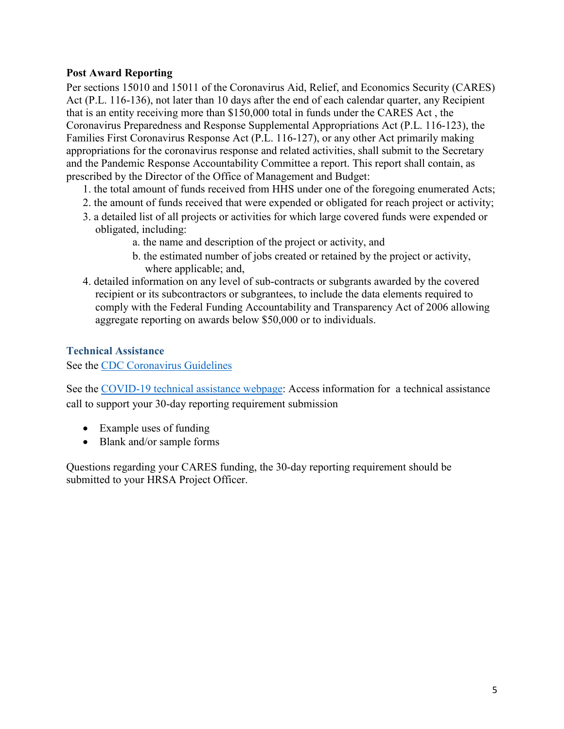**Post Award Reporting**

Per sections 15010 and 15011 of the Coronavirus Aid, Relief, and Economics Security (CARES) Act (P.L. 116-136), not later than 10 days after the end of each calendar quarter, any Recipient that is an entity receiving more than $150,000 total in funds under the CARES Act , the Coronavirus Preparedness and Response Supplemental Appropriations Act (P.L. 116-123), the Families First Coronavirus Response Act (P.L. 116-127), or any other Act primarily making appropriations for the coronavirus response and related activities, shall submit to the Secretary and the Pandemic Response Accountability Committee a report. This report shall contain, as prescribed by the Director of the Office of Management and Budget:

1. the total amount of funds received from HHS under one of the foregoing enumerated Acts;
2. the amount of funds received that were expended or obligated for reach project or activity;
3. a detailed list of all projects or activities for which large covered funds were expended or obligated, including:
    a. the name and description of the project or activity, and
    b. the estimated number of jobs created or retained by the project or activity, where applicable; and,
4. detailed information on any level of sub-contracts or subgrants awarded by the covered recipient or its subcontractors or subgrantees, to include the data elements required to comply with the Federal Funding Accountability and Transparency Act of 2006 allowing aggregate reporting on awards below $50,000 or to individuals.

### Technical Assistance

See the [CDC Coronavirus Guidelines]()

See the [COVID-19 technical assistance webpage](): Access information for a technical assistance call to support your 30-day reporting requirement submission

- Example uses of funding
- Blank and/or sample forms

Questions regarding your CARES funding, the 30-day reporting requirement should be submitted to your HRSA Project Officer.